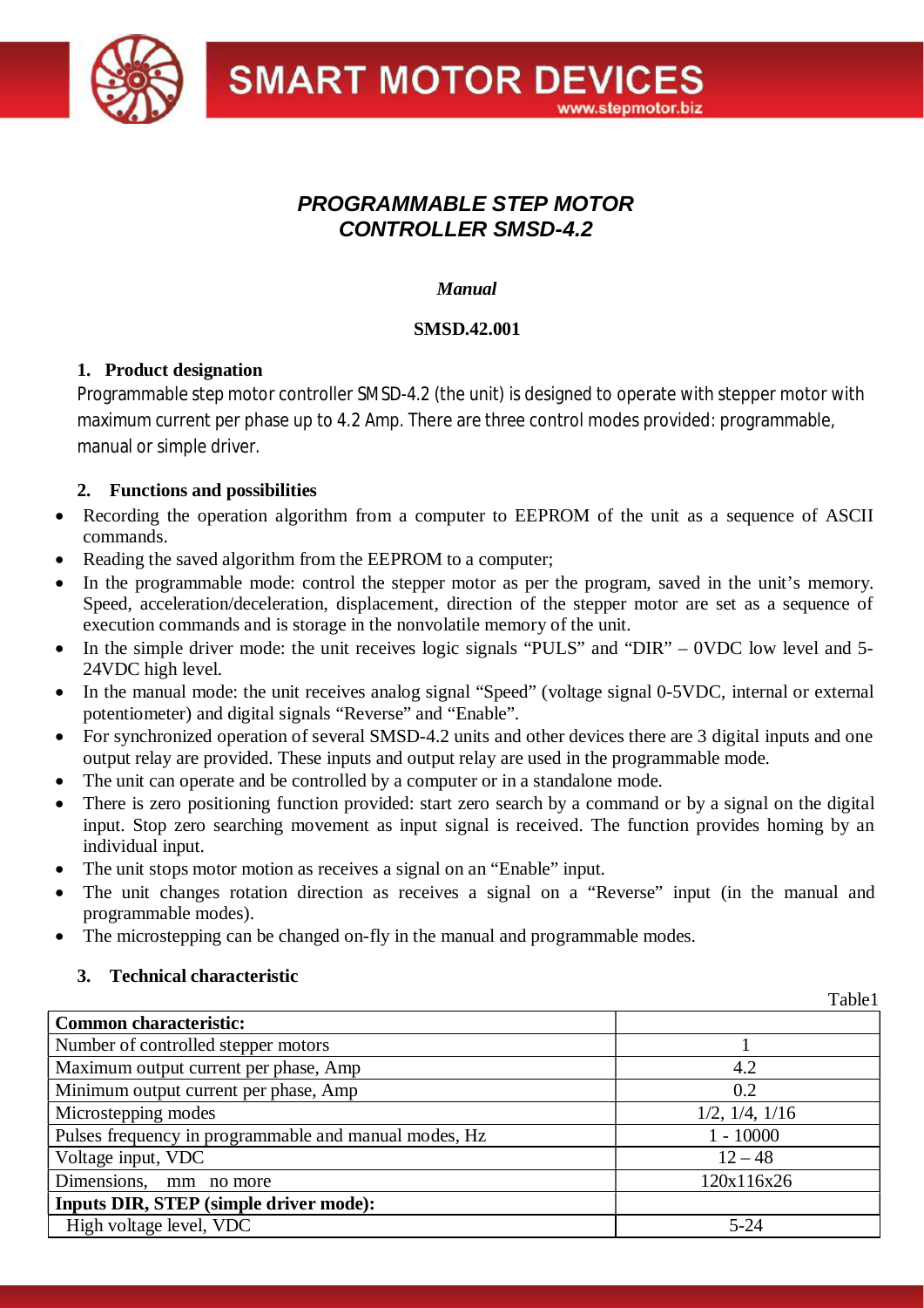# *PROGRAMMABLE STEP MOTOR CONTROLLER SMSD-4.2*

*Manual*

**SMSD.42.001**

## 1. Product designation

Programmable step motor controller SMSD-4.2 (the unit) is designed to operate with stepper motor with maximum current per phase up to 4.2 Amp. There are three control modes provided: programmable, manual or simple driver.

## 2. Functions and possibilities

- Recording the operation algorithm from a computer to EEPROM of the unit as a sequence of ASCII commands.
- Reading the saved algorithm from the EEPROM to a computer;
- In the programmable mode: control the stepper motor as per the program, saved in the unit's memory. Speed, acceleration/deceleration, displacement, direction of the stepper motor are set as a sequence of execution commands and is storage in the nonvolatile memory of the unit.
- In the simple driver mode: the unit receives logic signals "PULS" and "DIR" – 0VDC low level and 5-24VDC high level.
- In the manual mode: the unit receives analog signal "Speed" (voltage signal 0-5VDC, internal or external potentiometer) and digital signals "Reverse" and "Enable".
- For synchronized operation of several SMSD-4.2 units and other devices there are 3 digital inputs and one output relay are provided. These inputs and output relay are used in the programmable mode.
- The unit can operate and be controlled by a computer or in a standalone mode.
- There is zero positioning function provided: start zero search by a command or by a signal on the digital input. Stop zero searching movement as input signal is received. The function provides homing by an individual input.
- The unit stops motor motion as receives a signal on an "Enable" input.
- The unit changes rotation direction as receives a signal on a "Reverse" input (in the manual and programmable modes).
- The microstepping can be changed on-fly in the manual and programmable modes.

## 3. Technical characteristic

Table1

| **Common characteristic:** | |
|---|---|
| Number of controlled stepper motors | 1 |
| Maximum output current per phase, Amp | 4.2 |
| Minimum output current per phase, Amp | 0.2 |
| Microstepping modes | 1/2, 1/4, 1/16 |
| Pulses frequency in programmable and manual modes, Hz | 1 - 10000 |
| Voltage input, VDC | 12 – 48 |
| Dimensions, mm no more | 120x116x26 |
| **Inputs DIR, STEP (simple driver mode):** | |
| High voltage level, VDC | 5-24 |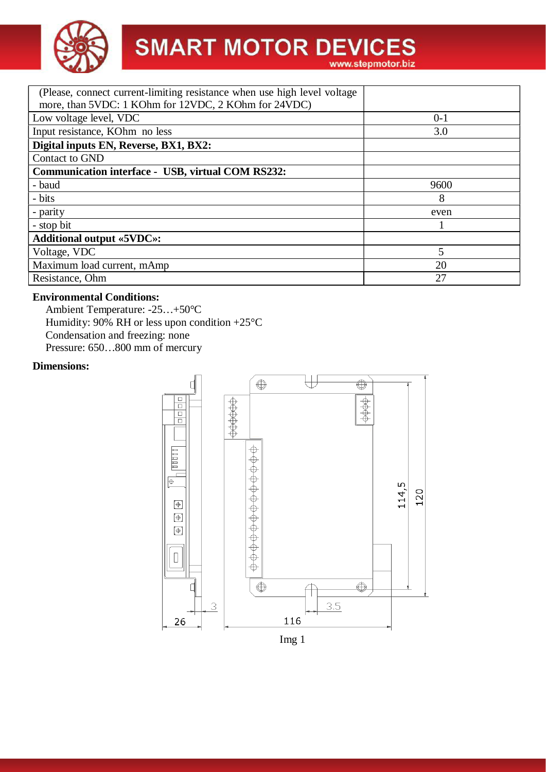| (Please, connect current-limiting resistance when use high level voltage more, than 5VDC: 1 KOhm for 12VDC, 2 KOhm for 24VDC) | |
|---|---|
| Low voltage level, VDC | 0-1 |
| Input resistance, KOhm no less | 3.0 |
| **Digital inputs EN, Reverse, BX1, BX2:** | |
| Contact to GND | |
| **Communication interface - USB, virtual COM RS232:** | |
| - baud | 9600 |
| - bits | 8 |
| - parity | even |
| - stop bit | 1 |
| **Additional output «5VDC»:** | |
| Voltage, VDC | 5 |
| Maximum load current, mAmp | 20 |
| Resistance, Ohm | 27 |

**Environmental Conditions:**

Ambient Temperature: -25…+50°C
Humidity: 90% RH or less upon condition +25°C
Condensation and freezing: none
Pressure: 650…800 mm of mercury

**Dimensions:**

Img 1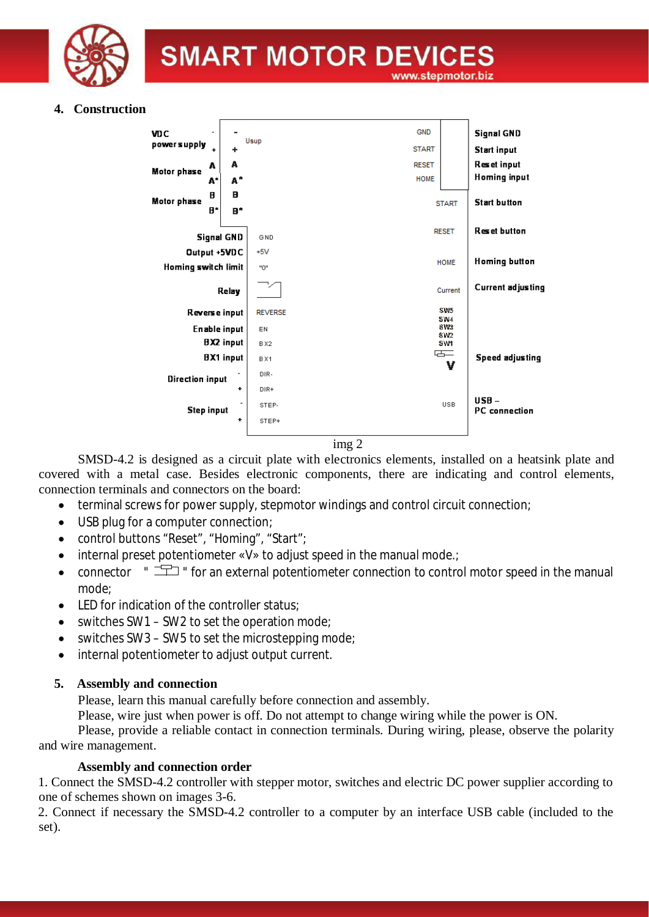## 4. Construction

img 2

SMSD-4.2 is designed as a circuit plate with electronics elements, installed on a heatsink plate and covered with a metal case. Besides electronic components, there are indicating and control elements, connection terminals and connectors on the board:

- terminal screws for power supply, stepmotor windings and control circuit connection;
- USB plug for a computer connection;
- control buttons "Reset", "Homing", "Start";
- internal preset potentiometer «V» to adjust speed in the manual mode.;
- connector " ⊏⊐ " for an external potentiometer connection to control motor speed in the manual mode;
- LED for indication of the controller status;
- switches SW1 – SW2 to set the operation mode;
- switches SW3 – SW5 to set the microstepping mode;
- internal potentiometer to adjust output current.

## 5. Assembly and connection

Please, learn this manual carefully before connection and assembly.

Please, wire just when power is off. Do not attempt to change wiring while the power is ON.

Please, provide a reliable contact in connection terminals. During wiring, please, observe the polarity and wire management.

### Assembly and connection order

1. Connect the SMSD-4.2 controller with stepper motor, switches and electric DC power supplier according to one of schemes shown on images 3-6.
2. Connect if necessary the SMSD-4.2 controller to a computer by an interface USB cable (included to the set).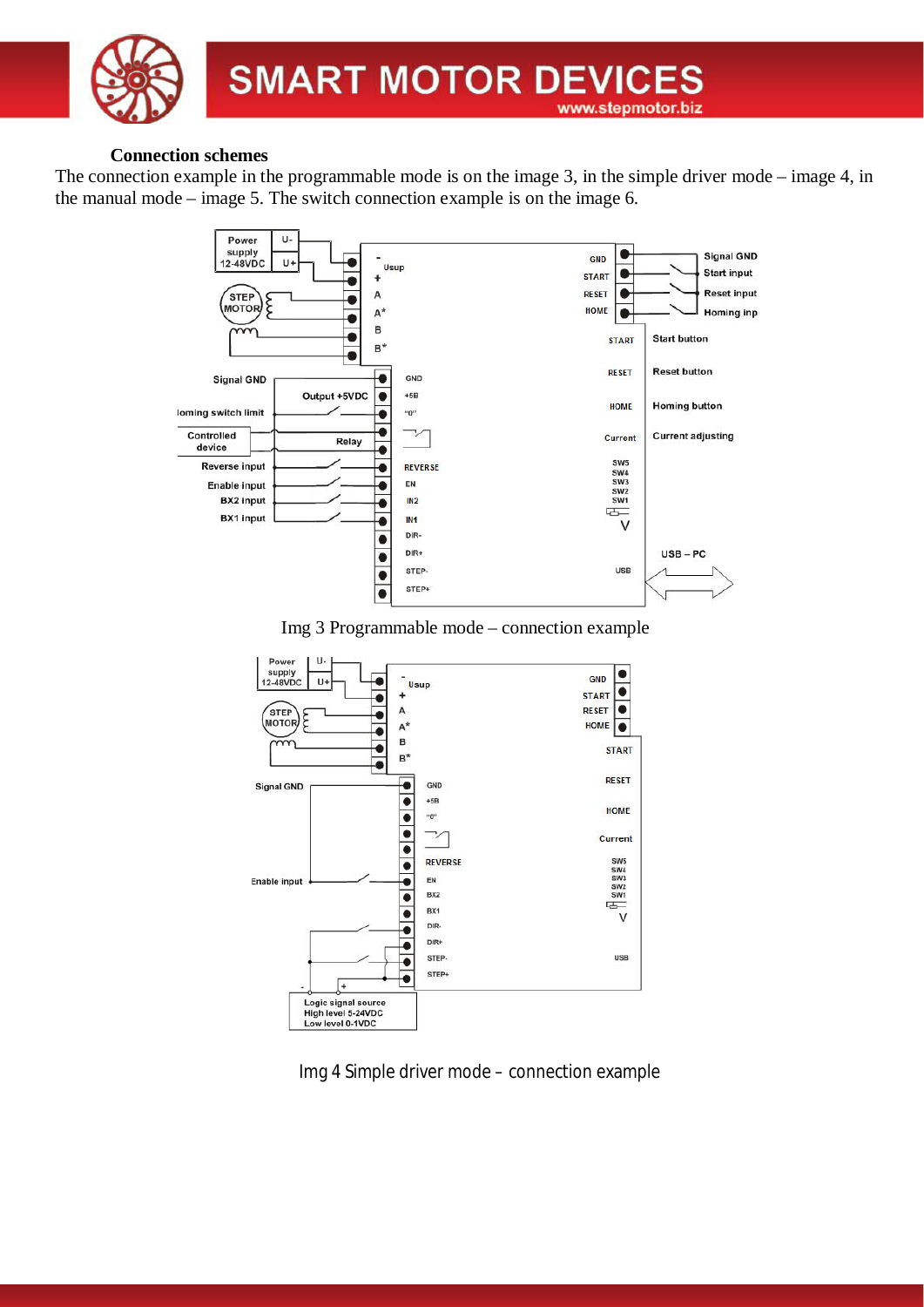**Connection schemes**

The connection example in the programmable mode is on the image 3, in the simple driver mode – image 4, in the manual mode – image 5. The switch connection example is on the image 6.

Img 3 Programmable mode – connection example

Img 4 Simple driver mode – connection example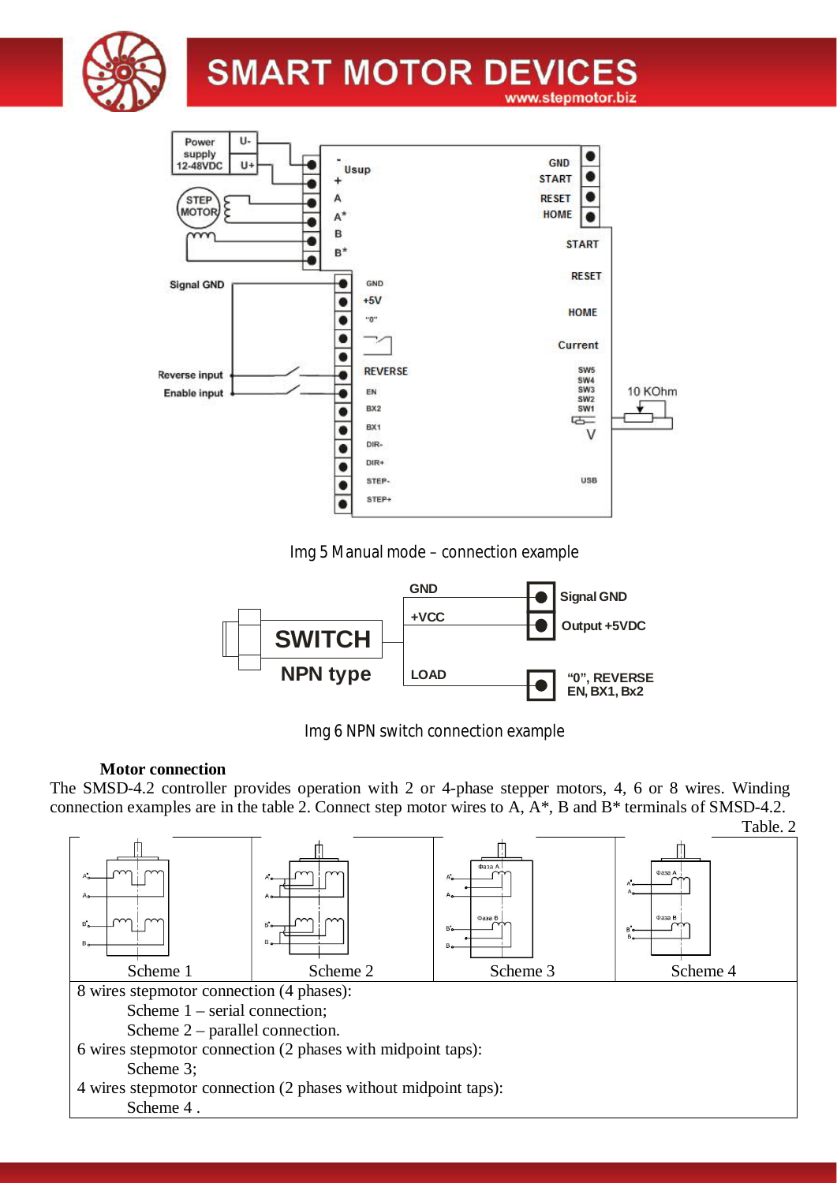Img 5 Manual mode – connection example

Img 6 NPN switch connection example

**Motor connection**

The SMSD-4.2 controller provides operation with 2 or 4-phase stepper motors, 4, 6 or 8 wires. Winding connection examples are in the table 2. Connect step motor wires to A, A*, B and B* terminals of SMSD-4.2.

Table. 2

| Scheme 1 | Scheme 2 | Scheme 3 | Scheme 4 |
|---|---|---|---|
| 8 wires stepmotor connection (4 phases):<br>Scheme 1 – serial connection;<br>Scheme 2 – parallel connection.<br>6 wires stepmotor connection (2 phases with midpoint taps):<br>Scheme 3;<br>4 wires stepmotor connection (2 phases without midpoint taps):<br>Scheme 4 . | | | |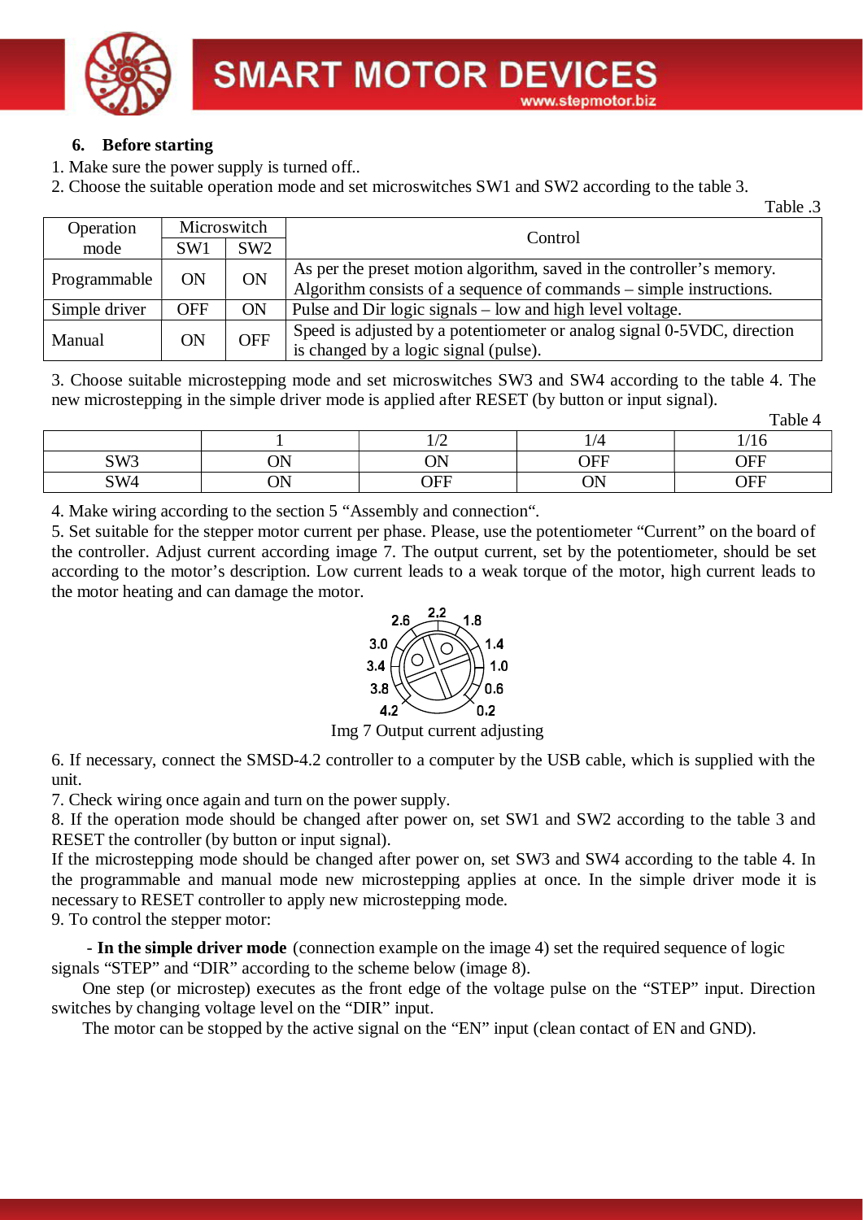## 6. Before starting

1. Make sure the power supply is turned off..
2. Choose the suitable operation mode and set microswitches SW1 and SW2 according to the table 3.

Table .3

| Operation mode | Microswitch | | Control |
|---|---|---|---|
| | SW1 | SW2 | |
| Programmable | ON | ON | As per the preset motion algorithm, saved in the controller's memory. Algorithm consists of a sequence of commands – simple instructions. |
| Simple driver | OFF | ON | Pulse and Dir logic signals – low and high level voltage. |
| Manual | ON | OFF | Speed is adjusted by a potentiometer or analog signal 0-5VDC, direction is changed by a logic signal (pulse). |

3. Choose suitable microstepping mode and set microswitches SW3 and SW4 according to the table 4. The new microstepping in the simple driver mode is applied after RESET (by button or input signal).

Table 4

| | 1 | 1/2 | 1/4 | 1/16 |
|---|---|---|---|---|
| SW3 | ON | ON | OFF | OFF |
| SW4 | ON | OFF | ON | OFF |

4. Make wiring according to the section 5 "Assembly and connection".
5. Set suitable for the stepper motor current per phase. Please, use the potentiometer "Current" on the board of the controller. Adjust current according image 7. The output current, set by the potentiometer, should be set according to the motor's description. Low current leads to a weak torque of the motor, high current leads to the motor heating and can damage the motor.

2.6 2.2 1.8
3.0 1.4
3.4 1.0
3.8 0.6
4.2 0.2

Img 7 Output current adjusting

6. If necessary, connect the SMSD-4.2 controller to a computer by the USB cable, which is supplied with the unit.
7. Check wiring once again and turn on the power supply.
8. If the operation mode should be changed after power on, set SW1 and SW2 according to the table 3 and RESET the controller (by button or input signal).
If the microstepping mode should be changed after power on, set SW3 and SW4 according to the table 4. In the programmable and manual mode new microstepping applies at once. In the simple driver mode it is necessary to RESET controller to apply new microstepping mode.
9. To control the stepper motor:

- **In the simple driver mode** (connection example on the image 4) set the required sequence of logic signals "STEP" and "DIR" according to the scheme below (image 8).

One step (or microstep) executes as the front edge of the voltage pulse on the "STEP" input. Direction switches by changing voltage level on the "DIR" input.

The motor can be stopped by the active signal on the "EN" input (clean contact of EN and GND).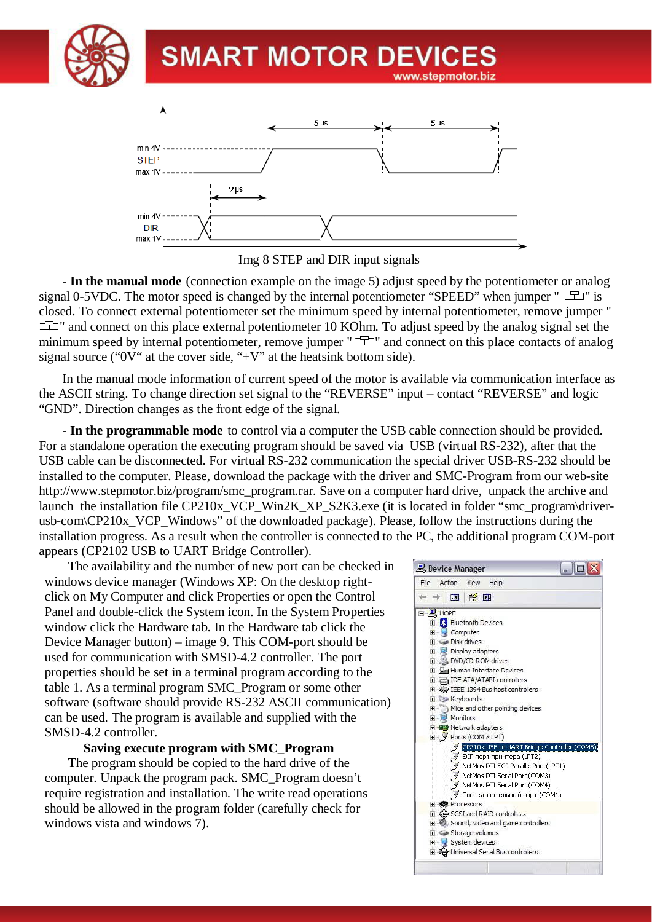Img 8 STEP and DIR input signals

**- In the manual mode** (connection example on the image 5) adjust speed by the potentiometer or analog signal 0-5VDC. The motor speed is changed by the internal potentiometer "SPEED" when jumper " " is closed. To connect external potentiometer set the minimum speed by internal potentiometer, remove jumper " " and connect on this place external potentiometer 10 KOhm. To adjust speed by the analog signal set the minimum speed by internal potentiometer, remove jumper " " and connect on this place contacts of analog signal source ("0V" at the cover side, "+V" at the heatsink bottom side).

In the manual mode information of current speed of the motor is available via communication interface as the ASCII string. To change direction set signal to the "REVERSE" input – contact "REVERSE" and logic "GND". Direction changes as the front edge of the signal.

**- In the programmable mode** to control via a computer the USB cable connection should be provided. For a standalone operation the executing program should be saved via USB (virtual RS-232), after that the USB cable can be disconnected. For virtual RS-232 communication the special driver USB-RS-232 should be installed to the computer. Please, download the package with the driver and SMC-Program from our web-site http://www.stepmotor.biz/program/smc_program.rar. Save on a computer hard drive, unpack the archive and launch the installation file CP210x_VCP_Win2K_XP_S2K3.exe (it is located in folder "smc_program\driver-usb-com\CP210x_VCP_Windows" of the downloaded package). Please, follow the instructions during the installation progress. As a result when the controller is connected to the PC, the additional program COM-port appears (CP2102 USB to UART Bridge Controller).

The availability and the number of new port can be checked in windows device manager (Windows XP: On the desktop right-click on My Computer and click Properties or open the Control Panel and double-click the System icon. In the System Properties window click the Hardware tab. In the Hardware tab click the Device Manager button) – image 9. This COM-port should be used for communication with SMSD-4.2 controller. The port properties should be set in a terminal program according to the table 1. As a terminal program SMC_Program or some other software (software should provide RS-232 ASCII communication) can be used. The program is available and supplied with the SMSD-4.2 controller.

**Saving execute program with SMC_Program**

The program should be copied to the hard drive of the computer. Unpack the program pack. SMC_Program doesn't require registration and installation. The write read operations should be allowed in the program folder (carefully check for windows vista and windows 7).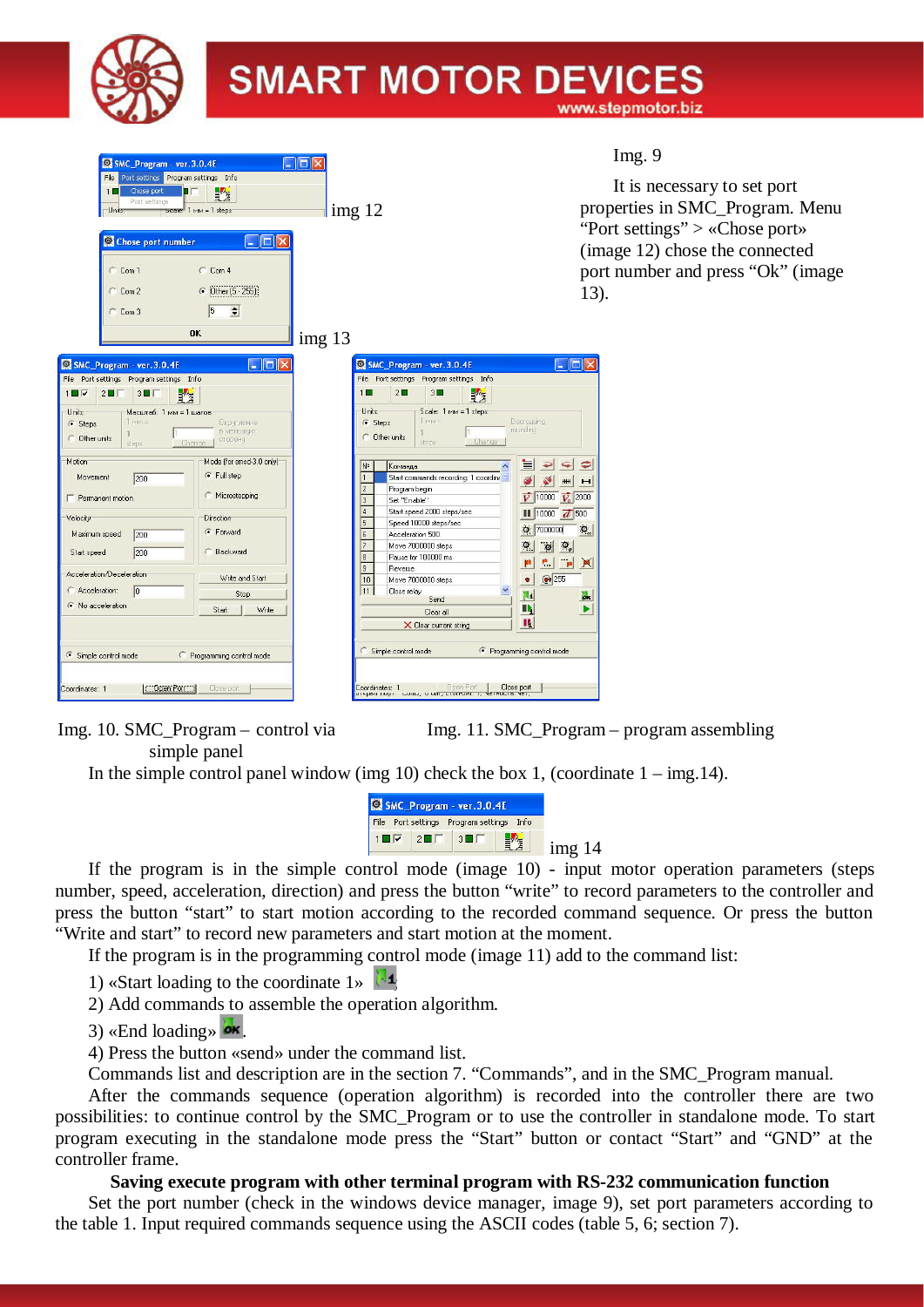Img. 9

It is necessary to set port properties in SMC_Program. Menu "Port settings" > «Chose port» (image 12) chose the connected port number and press "Ok" (image 13).

img 12

img 13

Img. 10. SMC_Program – control via simple panel

Img. 11. SMC_Program – program assembling

In the simple control panel window (img 10) check the box 1, (coordinate 1 – img.14).

img 14

If the program is in the simple control mode (image 10) - input motor operation parameters (steps number, speed, acceleration, direction) and press the button "write" to record parameters to the controller and press the button "start" to start motion according to the recorded command sequence. Or press the button "Write and start" to record new parameters and start motion at the moment.

If the program is in the programming control mode (image 11) add to the command list:

1) «Start loading to the coordinate 1»

2) Add commands to assemble the operation algorithm.

3) «End loading».

4) Press the button «send» under the command list.

Commands list and description are in the section 7. "Commands", and in the SMC_Program manual.

After the commands sequence (operation algorithm) is recorded into the controller there are two possibilities: to continue control by the SMC_Program or to use the controller in standalone mode. To start program executing in the standalone mode press the "Start" button or contact "Start" and "GND" at the controller frame.

**Saving execute program with other terminal program with RS-232 communication function**

Set the port number (check in the windows device manager, image 9), set port parameters according to the table 1. Input required commands sequence using the ASCII codes (table 5, 6; section 7).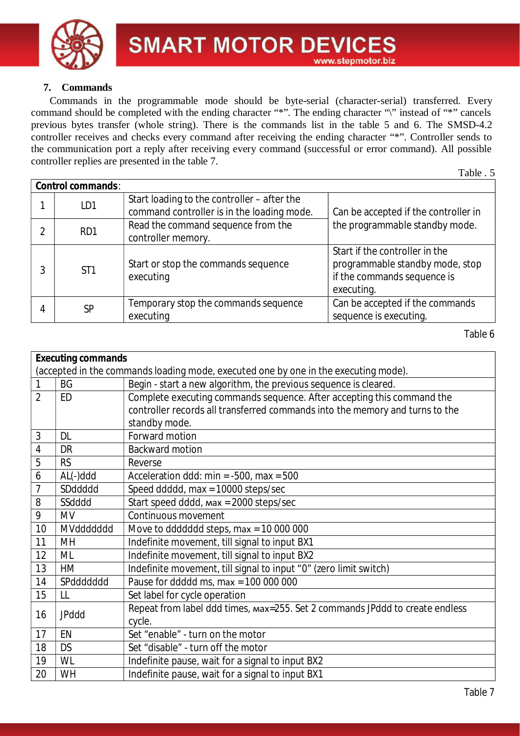## 7. Commands

Commands in the programmable mode should be byte-serial (character-serial) transferred. Every command should be completed with the ending character "*". The ending character "\" instead of "*" cancels previous bytes transfer (whole string). There is the commands list in the table 5 and 6. The SMSD-4.2 controller receives and checks every command after receiving the ending character "*". Controller sends to the communication port a reply after receiving every command (successful or error command). All possible controller replies are presented in the table 7.

Table . 5

| **Control commands**: | | | |
|---|---|---|---|
| 1 | LD1 | Start loading to the controller – after the command controller is in the loading mode. | Can be accepted if the controller in the programmable standby mode. |
| 2 | RD1 | Read the command sequence from the controller memory. | |
| 3 | ST1 | Start or stop the commands sequence executing | Start if the controller in the programmable standby mode, stop if the commands sequence is executing. |
| 4 | SP | Temporary stop the commands sequence executing | Can be accepted if the commands sequence is executing. |

Table 6

| **Executing commands** (accepted in the commands loading mode, executed one by one in the executing mode). | | |
|---|---|---|
| 1 | BG | Begin - start a new algorithm, the previous sequence is cleared. |
| 2 | ED | Complete executing commands sequence. After accepting this command the controller records all transferred commands into the memory and turns to the standby mode. |
| 3 | DL | Forward motion |
| 4 | DR | Backward motion |
| 5 | RS | Reverse |
| 6 | AL(-)ddd | Acceleration ddd: min = -500, max = 500 |
| 7 | SDddddd | Speed ddddd, max = 10000 steps/sec |
| 8 | SSdddd | Start speed dddd, max = 2000 steps/sec |
| 9 | MV | Continuous movement |
| 10 | MVddddddd | Move to dddddd steps, max = 10 000 000 |
| 11 | MH | Indefinite movement, till signal to input BX1 |
| 12 | ML | Indefinite movement, till signal to input BX2 |
| 13 | HM | Indefinite movement, till signal to input "0" (zero limit switch) |
| 14 | SPddddddd | Pause for ddddd ms, max = 100 000 000 |
| 15 | LL | Set label for cycle operation |
| 16 | JPddd | Repeat from label ddd times, max=255. Set 2 commands JPddd to create endless cycle. |
| 17 | EN | Set "enable" - turn on the motor |
| 18 | DS | Set "disable" - turn off the motor |
| 19 | WL | Indefinite pause, wait for a signal to input BX2 |
| 20 | WH | Indefinite pause, wait for a signal to input BX1 |

Table 7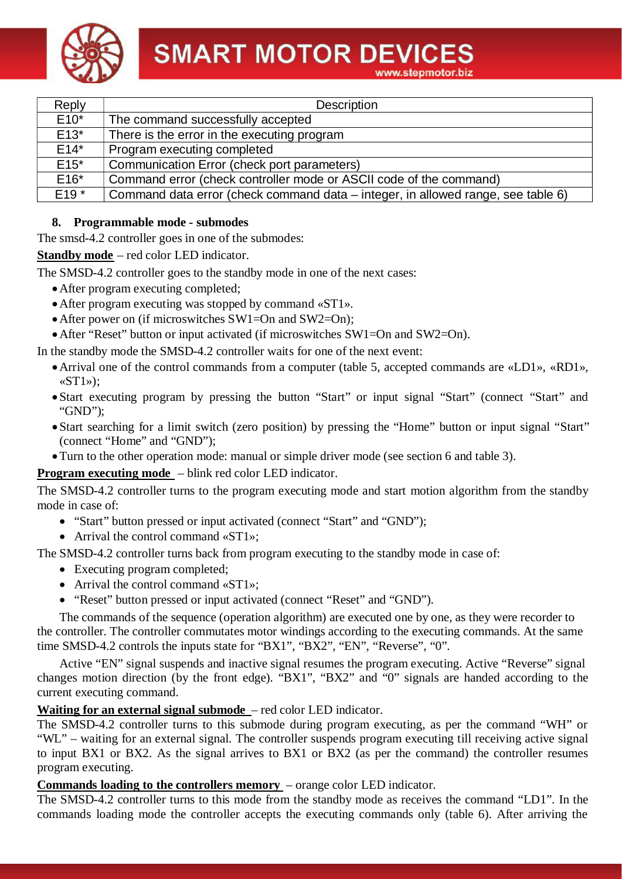| Reply | Description |
|---|---|
| E10* | The command successfully accepted |
| E13* | There is the error in the executing program |
| E14* | Program executing completed |
| E15* | Communication Error (check port parameters) |
| E16* | Command error (check controller mode or ASCII code of the command) |
| E19 * | Command data error (check command data – integer, in allowed range, see table 6) |

## 8. Programmable mode - submodes

The smsd-4.2 controller goes in one of the submodes:

**Standby mode** – red color LED indicator.

The SMSD-4.2 controller goes to the standby mode in one of the next cases:

- After program executing completed;
- After program executing was stopped by command «ST1».
- After power on (if microswitches SW1=On and SW2=On);
- After "Reset" button or input activated (if microswitches SW1=On and SW2=On).

In the standby mode the SMSD-4.2 controller waits for one of the next event:

- Arrival one of the control commands from a computer (table 5, accepted commands are «LD1», «RD1», «ST1»);
- Start executing program by pressing the button "Start" or input signal "Start" (connect "Start" and "GND");
- Start searching for a limit switch (zero position) by pressing the "Home" button or input signal "Start" (connect "Home" and "GND");
- Turn to the other operation mode: manual or simple driver mode (see section 6 and table 3).

**Program executing mode** – blink red color LED indicator.

The SMSD-4.2 controller turns to the program executing mode and start motion algorithm from the standby mode in case of:

- "Start" button pressed or input activated (connect "Start" and "GND");
- Arrival the control command «ST1»;

The SMSD-4.2 controller turns back from program executing to the standby mode in case of:

- Executing program completed;
- Arrival the control command «ST1»;
- "Reset" button pressed or input activated (connect "Reset" and "GND").

The commands of the sequence (operation algorithm) are executed one by one, as they were recorder to the controller. The controller commutates motor windings according to the executing commands. At the same time SMSD-4.2 controls the inputs state for "BX1", "BX2", "EN", "Reverse", "0".

Active "EN" signal suspends and inactive signal resumes the program executing. Active "Reverse" signal changes motion direction (by the front edge). "BX1", "BX2" and "0" signals are handed according to the current executing command.

**Waiting for an external signal submode** – red color LED indicator.

The SMSD-4.2 controller turns to this submode during program executing, as per the command "WH" or "WL" – waiting for an external signal. The controller suspends program executing till receiving active signal to input BX1 or BX2. As the signal arrives to BX1 or BX2 (as per the command) the controller resumes program executing.

**Commands loading to the controllers memory** – orange color LED indicator.

The SMSD-4.2 controller turns to this mode from the standby mode as receives the command "LD1". In the commands loading mode the controller accepts the executing commands only (table 6). After arriving the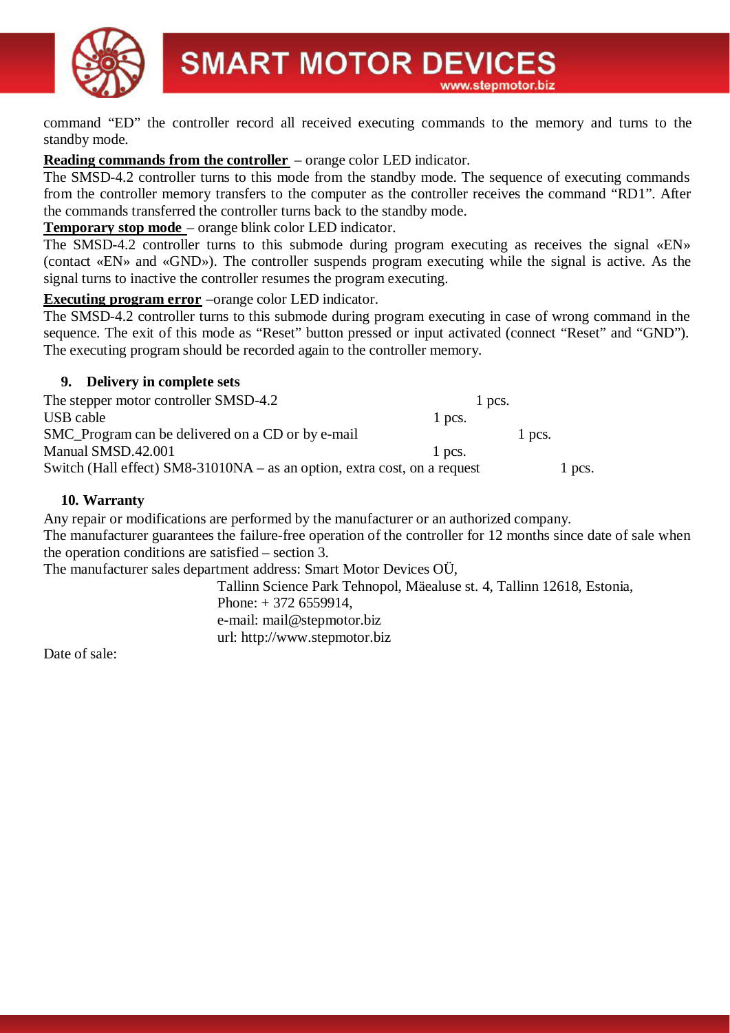command "ED" the controller record all received executing commands to the memory and turns to the standby mode.

**Reading commands from the controller** – orange color LED indicator.

The SMSD-4.2 controller turns to this mode from the standby mode. The sequence of executing commands from the controller memory transfers to the computer as the controller receives the command "RD1". After the commands transferred the controller turns back to the standby mode.

**Temporary stop mode** – orange blink color LED indicator.

The SMSD-4.2 controller turns to this submode during program executing as receives the signal «EN» (contact «EN» and «GND»). The controller suspends program executing while the signal is active. As the signal turns to inactive the controller resumes the program executing.

**Executing program error** –orange color LED indicator.

The SMSD-4.2 controller turns to this submode during program executing in case of wrong command in the sequence. The exit of this mode as "Reset" button pressed or input activated (connect "Reset" and "GND"). The executing program should be recorded again to the controller memory.

## 9. Delivery in complete sets

| | |
|---|---|
| The stepper motor controller SMSD-4.2 | 1 pcs. |
| USB cable | 1 pcs. |
| SMC_Program can be delivered on a CD or by e-mail | 1 pcs. |
| Manual SMSD.42.001 | 1 pcs. |
| Switch (Hall effect) SM8-31010NA – as an option, extra cost, on a request | 1 pcs. |

## 10. Warranty

Any repair or modifications are performed by the manufacturer or an authorized company.

The manufacturer guarantees the failure-free operation of the controller for 12 months since date of sale when the operation conditions are satisfied – section 3.

The manufacturer sales department address: Smart Motor Devices OÜ,

Tallinn Science Park Tehnopol, Mäealuse st. 4, Tallinn 12618, Estonia,
Phone: + 372 6559914,
e-mail: mail@stepmotor.biz
url: http://www.stepmotor.biz

Date of sale: